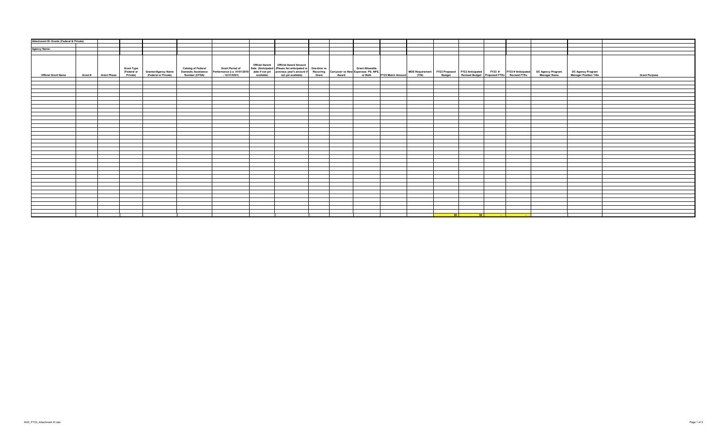**Attachment III- Grants (Federal & Private)**

**Agency Name:**

| Official Grant Name | Grant # | Grant Phase | Grant Type (Federal or Private) | Grantor/Agency Name (Federal or Private) | Catalog of Federal Domestic Assistance Number (CFDA) | Grant Period of Performance (i.e. 01/01/2019 - 12/31/2021) | Official Award Date (Anticipated date if not yet available) | Official Award Amount (Please list anticipated or previous year's amount if not yet available) | One-time vs Recurring Grant | Carryover vs New Award | Grant Allowable Expenses: PS, NPS, or Both | FY23 Match Amount | MOE Requirement (Y/N) | FY23 Proposed Budget | FY23 Anticipated Revised Budget | FY23 # Proposed FTEs | FY23 # Anticipated Revised FTEs | DC Agency Program Manager Name | DC Agency Program Manager Position Title | Grant Purpose |
|---|---|---|---|---|---|---|---|---|---|---|---|---|---|---|---|---|---|---|---|---|
| | | | | | | | | | | | | | | | | | | | | |
| | | | | | | | | | | | | | | $0 | $0 | - | - | | | |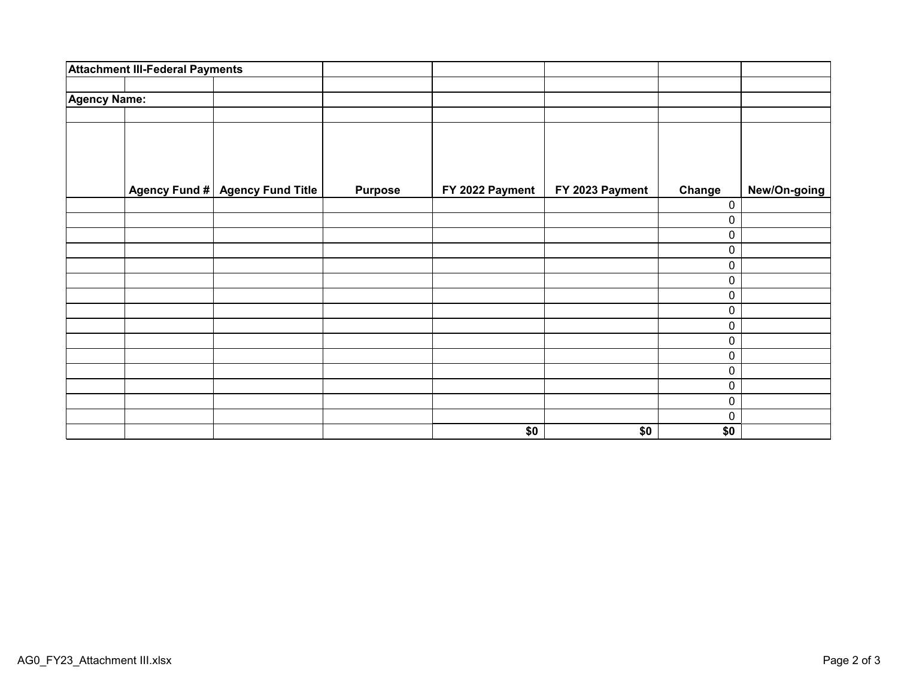**Attachment III-Federal Payments**

**Agency Name:**

| | Agency Fund # | Agency Fund Title | Purpose | FY 2022 Payment | FY 2023 Payment | Change | New/On-going |
|---|---|---|---|---|---|---|---|
| | | | | | | 0 | |
| | | | | | | 0 | |
| | | | | | | 0 | |
| | | | | | | 0 | |
| | | | | | | 0 | |
| | | | | | | 0 | |
| | | | | | | 0 | |
| | | | | | | 0 | |
| | | | | | | 0 | |
| | | | | | | 0 | |
| | | | | | | 0 | |
| | | | | | | 0 | |
| | | | | | | 0 | |
| | | | | | | 0 | |
| | | | | | | 0 | |
| | | | | **$0** | **$0** | **$0** | |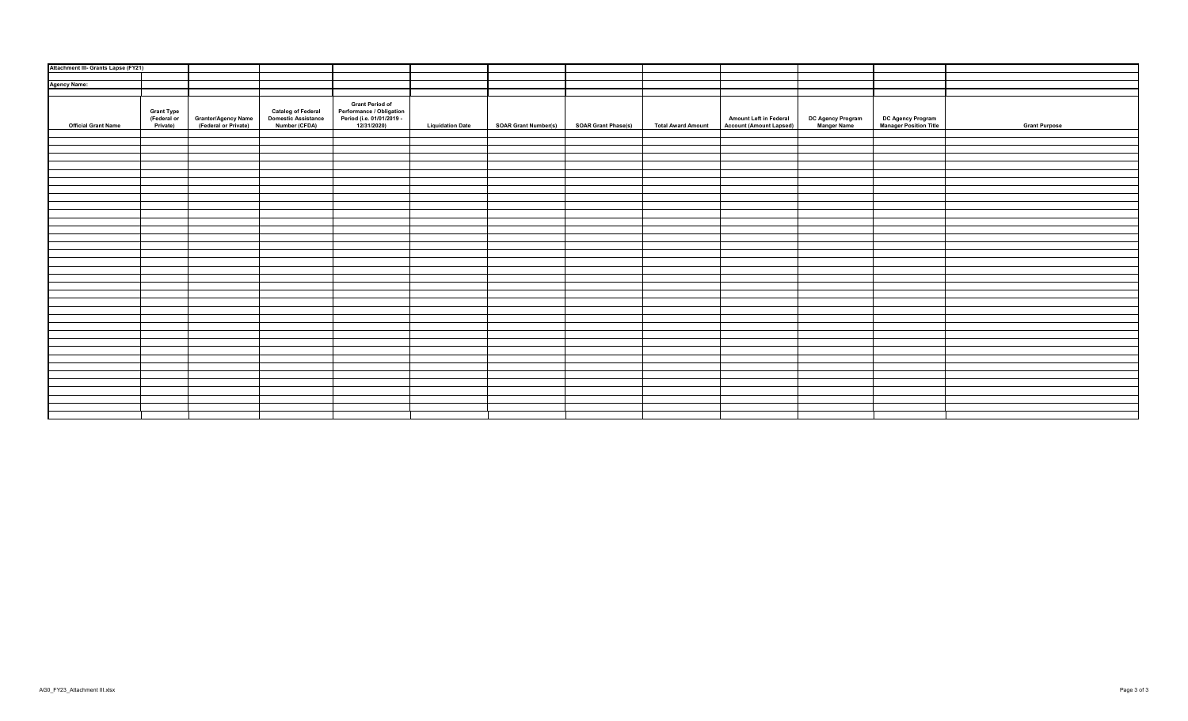Attachment III- Grants Lapse (FY21)

Agency Name:

| Official Grant Name | Grant Type (Federal or Private) | Grantor/Agency Name (Federal or Private) | Catalog of Federal Domestic Assistance Number (CFDA) | Grant Period of Performance / Obligation Period (i.e. 01/01/2019 - 12/31/2020) | Liquidation Date | SOAR Grant Number(s) | SOAR Grant Phase(s) | Total Award Amount | Amount Left in Federal Account (Amount Lapsed) | DC Agency Program Manger Name | DC Agency Program Manager Position Title | Grant Purpose |
|---|---|---|---|---|---|---|---|---|---|---|---|---|
| | | | | | | | | | | | | |
| | | | | | | | | | | | | |
| | | | | | | | | | | | | |
| | | | | | | | | | | | | |
| | | | | | | | | | | | | |
| | | | | | | | | | | | | |
| | | | | | | | | | | | | |
| | | | | | | | | | | | | |
| | | | | | | | | | | | | |
| | | | | | | | | | | | | |